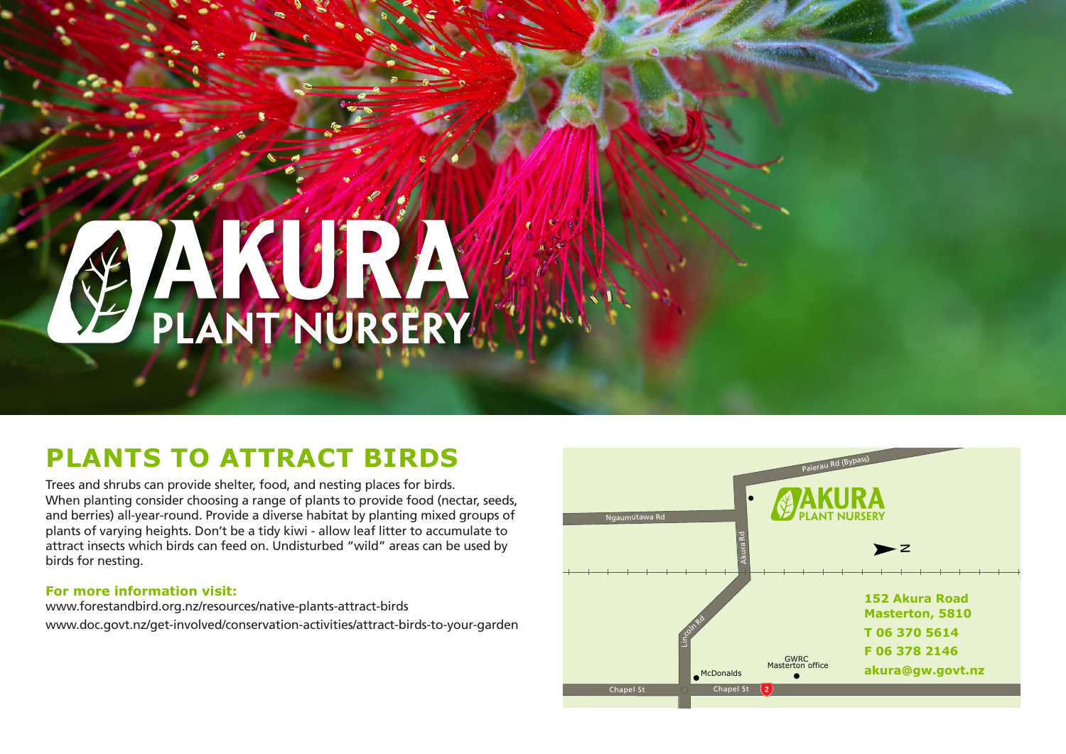# AKURA PLANT NURSERY

## PLANTS TO ATTRACT BIRDS

Trees and shrubs can provide shelter, food, and nesting places for birds. When planting consider choosing a range of plants to provide food (nectar, seeds, and berries) all-year-round. Provide a diverse habitat by planting mixed groups of plants of varying heights. Don't be a tidy kiwi - allow leaf litter to accumulate to attract insects which birds can feed on. Undisturbed "wild" areas can be used by birds for nesting.

**For more information visit:**

www.forestandbird.org.nz/resources/native-plants-attract-birds

www.doc.govt.nz/get-involved/conservation-activities/attract-birds-to-your-garden

**152 Akura Road**
**Masterton, 5810**
**T 06 370 5614**
**F 06 378 2146**
**akura@gw.govt.nz**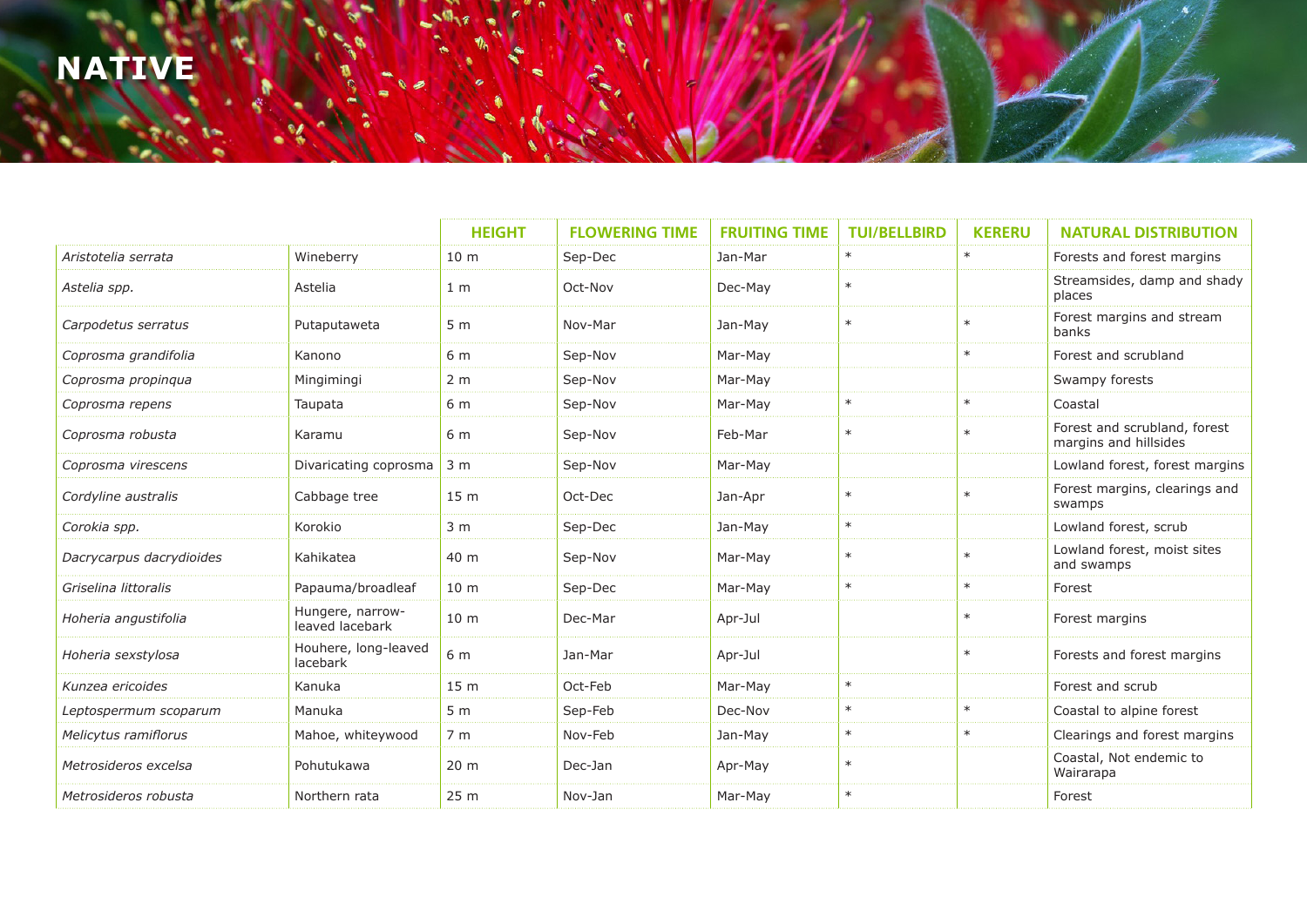# NATIVE

| | | HEIGHT | FLOWERING TIME | FRUITING TIME | TUI/BELLBIRD | KERERU | NATURAL DISTRIBUTION |
|---|---|---|---|---|---|---|---|
| *Aristotelia serrata* | Wineberry | 10 m | Sep-Dec | Jan-Mar | * | * | Forests and forest margins |
| *Astelia spp.* | Astelia | 1 m | Oct-Nov | Dec-May | * | | Streamsides, damp and shady places |
| *Carpodetus serratus* | Putaputaweta | 5 m | Nov-Mar | Jan-May | * | * | Forest margins and stream banks |
| *Coprosma grandifolia* | Kanono | 6 m | Sep-Nov | Mar-May | | * | Forest and scrubland |
| *Coprosma propinqua* | Mingimingi | 2 m | Sep-Nov | Mar-May | | | Swampy forests |
| *Coprosma repens* | Taupata | 6 m | Sep-Nov | Mar-May | * | * | Coastal |
| *Coprosma robusta* | Karamu | 6 m | Sep-Nov | Feb-Mar | * | * | Forest and scrubland, forest margins and hillsides |
| *Coprosma virescens* | Divaricating coprosma | 3 m | Sep-Nov | Mar-May | | | Lowland forest, forest margins |
| *Cordyline australis* | Cabbage tree | 15 m | Oct-Dec | Jan-Apr | * | * | Forest margins, clearings and swamps |
| *Corokia spp.* | Korokio | 3 m | Sep-Dec | Jan-May | * | | Lowland forest, scrub |
| *Dacrycarpus dacrydioides* | Kahikatea | 40 m | Sep-Nov | Mar-May | * | * | Lowland forest, moist sites and swamps |
| *Griselina littoralis* | Papauma/broadleaf | 10 m | Sep-Dec | Mar-May | * | * | Forest |
| *Hoheria angustifolia* | Hungere, narrow-leaved lacebark | 10 m | Dec-Mar | Apr-Jul | | * | Forest margins |
| *Hoheria sexstylosa* | Houhere, long-leaved lacebark | 6 m | Jan-Mar | Apr-Jul | | * | Forests and forest margins |
| *Kunzea ericoides* | Kanuka | 15 m | Oct-Feb | Mar-May | * | | Forest and scrub |
| *Leptospermum scoparum* | Manuka | 5 m | Sep-Feb | Dec-Nov | * | * | Coastal to alpine forest |
| *Melicytus ramiflorus* | Mahoe, whiteywood | 7 m | Nov-Feb | Jan-May | * | * | Clearings and forest margins |
| *Metrosideros excelsa* | Pohutukawa | 20 m | Dec-Jan | Apr-May | * | | Coastal, Not endemic to Wairarapa |
| *Metrosideros robusta* | Northern rata | 25 m | Nov-Jan | Mar-May | * | | Forest |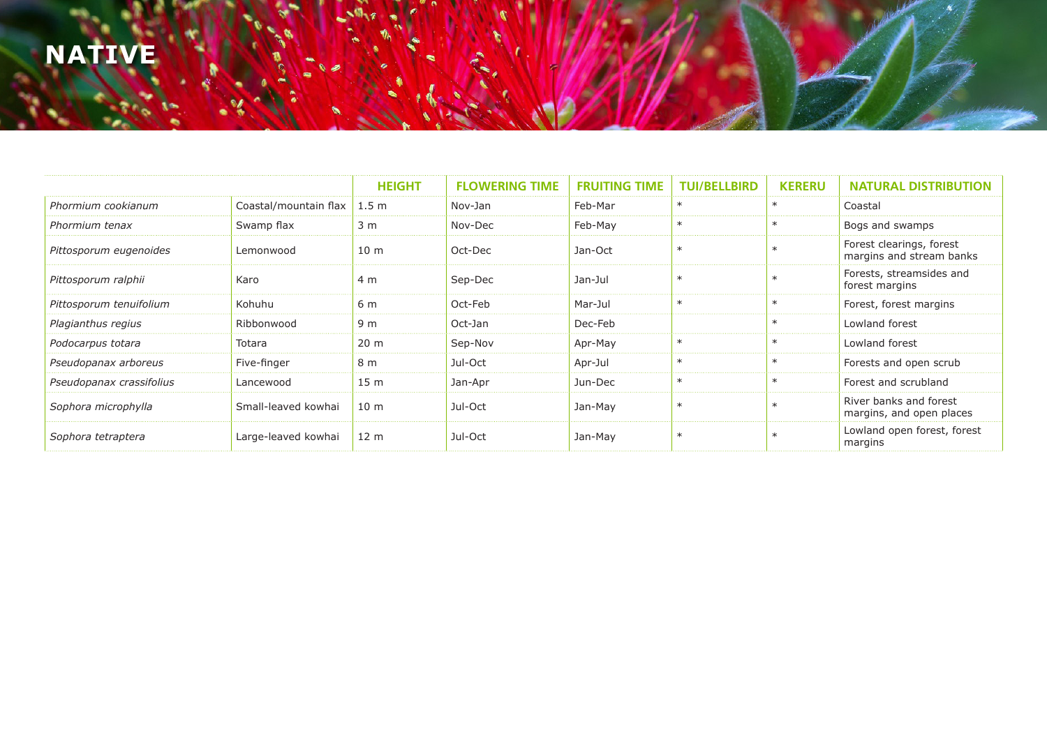# NATIVE

| | | HEIGHT | FLOWERING TIME | FRUITING TIME | TUI/BELLBIRD | KERERU | NATURAL DISTRIBUTION |
|---|---|---|---|---|---|---|---|
| *Phormium cookianum* | Coastal/mountain flax | 1.5 m | Nov-Jan | Feb-Mar | * | * | Coastal |
| *Phormium tenax* | Swamp flax | 3 m | Nov-Dec | Feb-May | * | * | Bogs and swamps |
| *Pittosporum eugenoides* | Lemonwood | 10 m | Oct-Dec | Jan-Oct | * | * | Forest clearings, forest margins and stream banks |
| *Pittosporum ralphii* | Karo | 4 m | Sep-Dec | Jan-Jul | * | * | Forests, streamsides and forest margins |
| *Pittosporum tenuifolium* | Kohuhu | 6 m | Oct-Feb | Mar-Jul | * | * | Forest, forest margins |
| *Plagianthus regius* | Ribbonwood | 9 m | Oct-Jan | Dec-Feb | | * | Lowland forest |
| *Podocarpus totara* | Totara | 20 m | Sep-Nov | Apr-May | * | * | Lowland forest |
| *Pseudopanax arboreus* | Five-finger | 8 m | Jul-Oct | Apr-Jul | * | * | Forests and open scrub |
| *Pseudopanax crassifolius* | Lancewood | 15 m | Jan-Apr | Jun-Dec | * | * | Forest and scrubland |
| *Sophora microphylla* | Small-leaved kowhai | 10 m | Jul-Oct | Jan-May | * | * | River banks and forest margins, and open places |
| *Sophora tetraptera* | Large-leaved kowhai | 12 m | Jul-Oct | Jan-May | * | * | Lowland open forest, forest margins |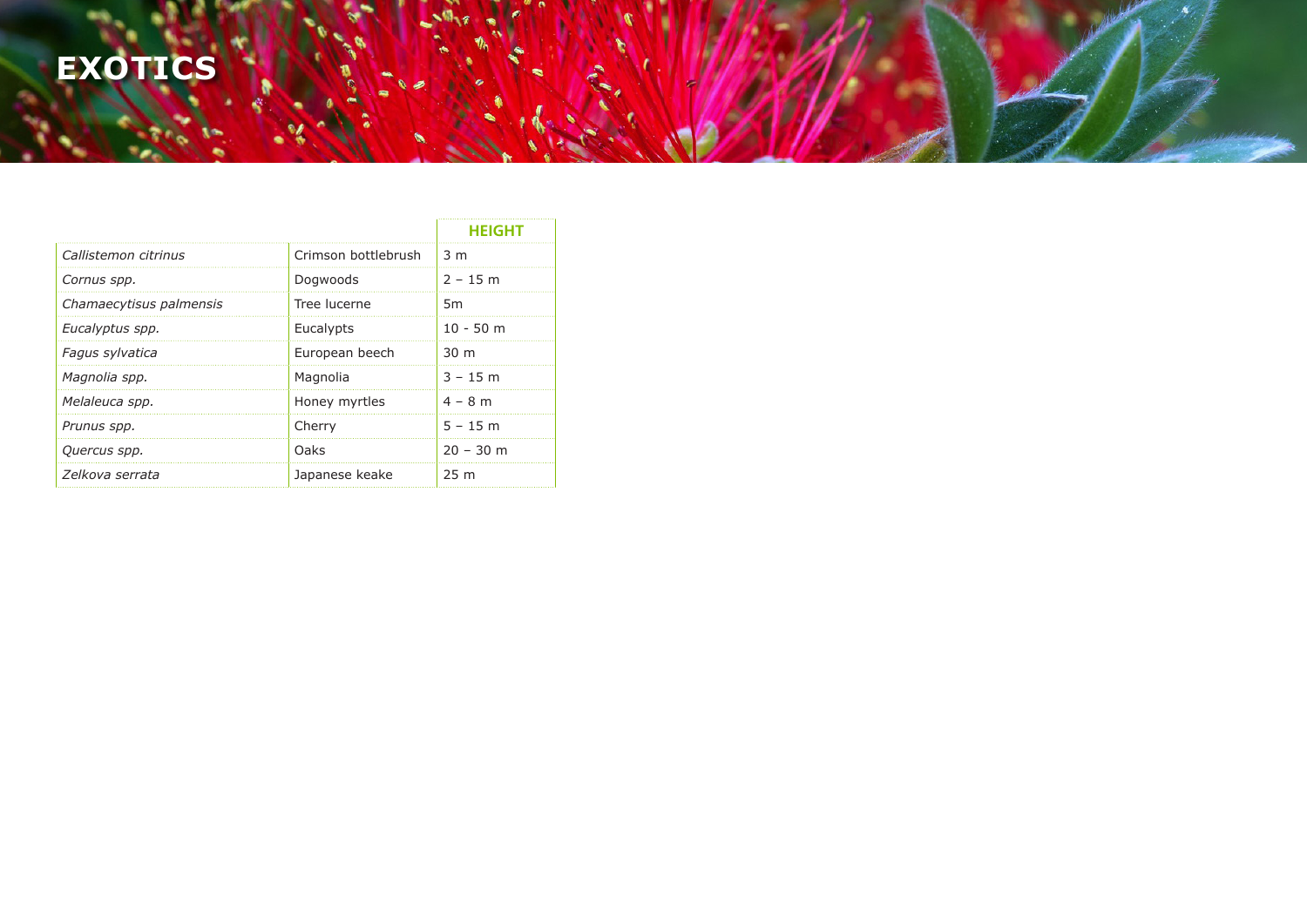# EXOTICS

| | | HEIGHT |
|---|---|---|
| *Callistemon citrinus* | Crimson bottlebrush | 3 m |
| *Cornus spp.* | Dogwoods | 2 – 15 m |
| *Chamaecytisus palmensis* | Tree lucerne | 5m |
| *Eucalyptus spp.* | Eucalypts | 10 - 50 m |
| *Fagus sylvatica* | European beech | 30 m |
| *Magnolia spp.* | Magnolia | 3 – 15 m |
| *Melaleuca spp.* | Honey myrtles | 4 – 8 m |
| *Prunus spp.* | Cherry | 5 – 15 m |
| *Quercus spp.* | Oaks | 20 – 30 m |
| *Zelkova serrata* | Japanese keake | 25 m |